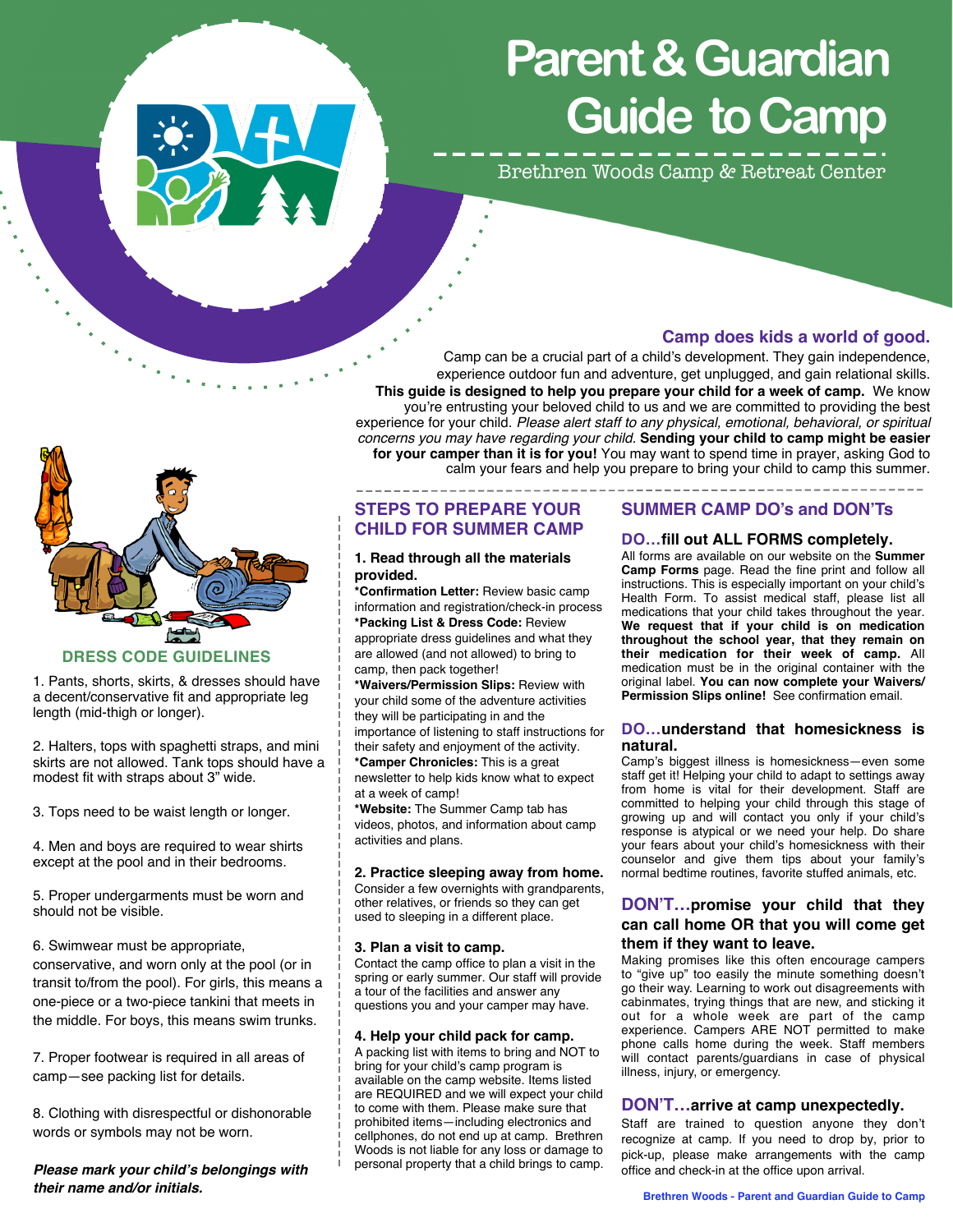# Parent & Guardian Guide to Camp

Brethren Woods Camp & Retreat Center

## Camp does kids a world of good.

Camp can be a crucial part of a child's development. They gain independence, experience outdoor fun and adventure, get unplugged, and gain relational skills. **This guide is designed to help you prepare your child for a week of camp.** We know you're entrusting your beloved child to us and we are committed to providing the best experience for your child. *Please alert staff to any physical, emotional, behavioral, or spiritual concerns you may have regarding your child.* **Sending your child to camp might be easier for your camper than it is for you!** You may want to spend time in prayer, asking God to calm your fears and help you prepare to bring your child to camp this summer.

## DRESS CODE GUIDELINES

1. Pants, shorts, skirts, & dresses should have a decent/conservative fit and appropriate leg length (mid-thigh or longer).

2. Halters, tops with spaghetti straps, and mini skirts are not allowed. Tank tops should have a modest fit with straps about 3" wide.

3. Tops need to be waist length or longer.

4. Men and boys are required to wear shirts except at the pool and in their bedrooms.

5. Proper undergarments must be worn and should not be visible.

6. Swimwear must be appropriate, conservative, and worn only at the pool (or in transit to/from the pool). For girls, this means a one-piece or a two-piece tankini that meets in the middle. For boys, this means swim trunks.

7. Proper footwear is required in all areas of camp—see packing list for details.

8. Clothing with disrespectful or dishonorable words or symbols may not be worn.

***Please mark your child's belongings with their name and/or initials.***

## STEPS TO PREPARE YOUR CHILD FOR SUMMER CAMP

### 1. Read through all the materials provided.

**\*Confirmation Letter:** Review basic camp information and registration/check-in process

**\*Packing List & Dress Code:** Review appropriate dress guidelines and what they are allowed (and not allowed) to bring to camp, then pack together!

**\*Waivers/Permission Slips:** Review with your child some of the adventure activities they will be participating in and the importance of listening to staff instructions for their safety and enjoyment of the activity.

**\*Camper Chronicles:** This is a great newsletter to help kids know what to expect at a week of camp!

**\*Website:** The Summer Camp tab has videos, photos, and information about camp activities and plans.

### 2. Practice sleeping away from home.

Consider a few overnights with grandparents, other relatives, or friends so they can get used to sleeping in a different place.

### 3. Plan a visit to camp.

Contact the camp office to plan a visit in the spring or early summer. Our staff will provide a tour of the facilities and answer any questions you and your camper may have.

### 4. Help your child pack for camp.

A packing list with items to bring and NOT to bring for your child's camp program is available on the camp website. Items listed are REQUIRED and we will expect your child to come with them. Please make sure that prohibited items—including electronics and cellphones, do not end up at camp. Brethren Woods is not liable for any loss or damage to personal property that a child brings to camp.

## SUMMER CAMP DO's and DON'Ts

### DO…fill out ALL FORMS completely.

All forms are available on our website on the **Summer Camp Forms** page. Read the fine print and follow all instructions. This is especially important on your child's Health Form. To assist medical staff, please list all medications that your child takes throughout the year. **We request that if your child is on medication throughout the school year, that they remain on their medication for their week of camp.** All medication must be in the original container with the original label. **You can now complete your Waivers/ Permission Slips online!** See confirmation email.

### DO…understand that homesickness is natural.

Camp's biggest illness is homesickness—even some staff get it! Helping your child to adapt to settings away from home is vital for their development. Staff are committed to helping your child through this stage of growing up and will contact you only if your child's response is atypical or we need your help. Do share your fears about your child's homesickness with their counselor and give them tips about your family's normal bedtime routines, favorite stuffed animals, etc.

### DON'T…promise your child that they can call home OR that you will come get them if they want to leave.

Making promises like this often encourage campers to "give up" too easily the minute something doesn't go their way. Learning to work out disagreements with cabinmates, trying things that are new, and sticking it out for a whole week are part of the camp experience. Campers ARE NOT permitted to make phone calls home during the week. Staff members will contact parents/guardians in case of physical illness, injury, or emergency.

### DON'T…arrive at camp unexpectedly.

Staff are trained to question anyone they don't recognize at camp. If you need to drop by, prior to pick-up, please make arrangements with the camp office and check-in at the office upon arrival.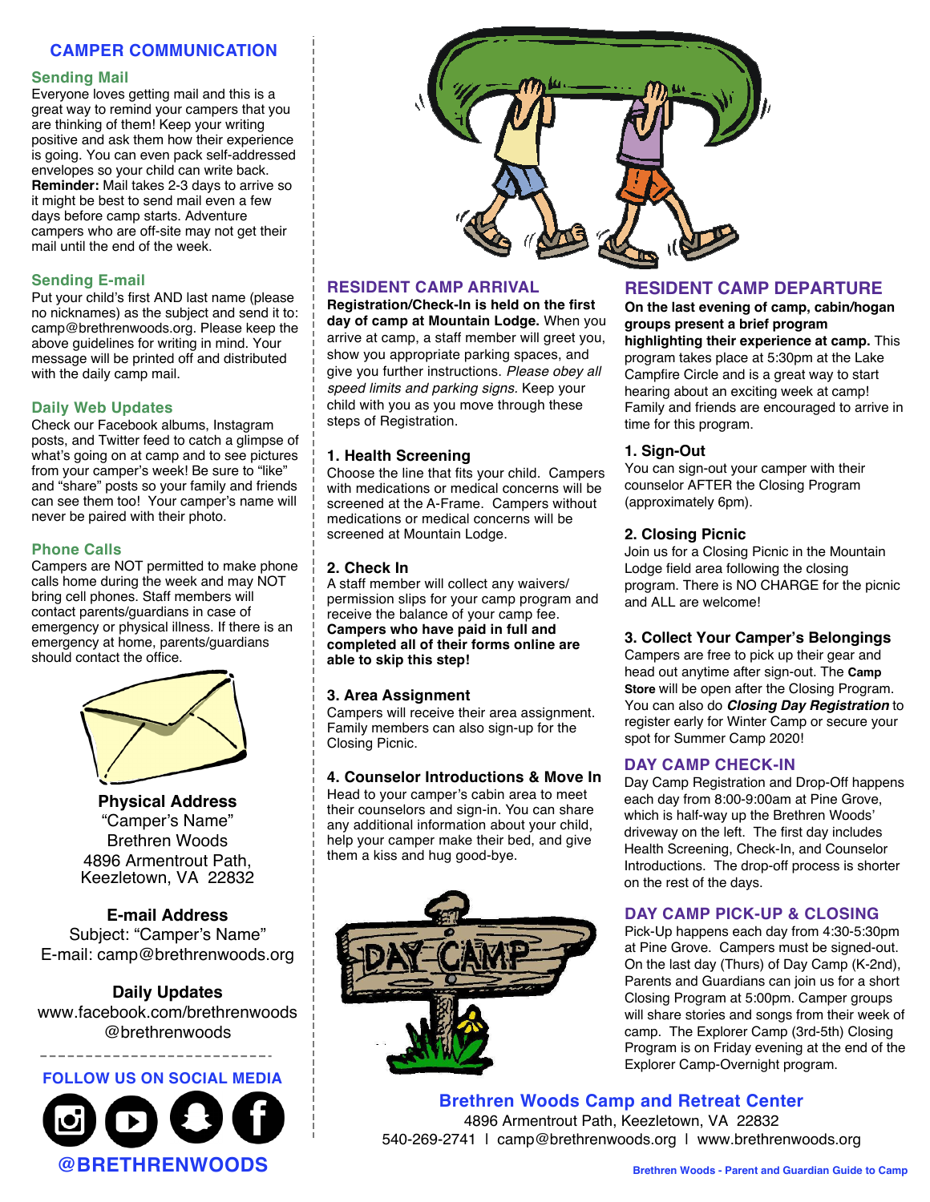## CAMPER COMMUNICATION

### Sending Mail

Everyone loves getting mail and this is a great way to remind your campers that you are thinking of them! Keep your writing positive and ask them how their experience is going. You can even pack self-addressed envelopes so your child can write back. **Reminder:** Mail takes 2-3 days to arrive so it might be best to send mail even a few days before camp starts. Adventure campers who are off-site may not get their mail until the end of the week.

### Sending E-mail

Put your child's first AND last name (please no nicknames) as the subject and send it to: camp@brethrenwoods.org. Please keep the above guidelines for writing in mind. Your message will be printed off and distributed with the daily camp mail.

### Daily Web Updates

Check our Facebook albums, Instagram posts, and Twitter feed to catch a glimpse of what's going on at camp and to see pictures from your camper's week! Be sure to "like" and "share" posts so your family and friends can see them too! Your camper's name will never be paired with their photo.

### Phone Calls

Campers are NOT permitted to make phone calls home during the week and may NOT bring cell phones. Staff members will contact parents/guardians in case of emergency or physical illness. If there is an emergency at home, parents/guardians should contact the office.

**Physical Address**
"Camper's Name"
Brethren Woods
4896 Armentrout Path,
Keezletown, VA 22832

**E-mail Address**
Subject: "Camper's Name"
E-mail: camp@brethrenwoods.org

**Daily Updates**
www.facebook.com/brethrenwoods
@brethrenwoods

**FOLLOW US ON SOCIAL MEDIA**

**@BRETHRENWOODS**

## RESIDENT CAMP ARRIVAL

**Registration/Check-In is held on the first day of camp at Mountain Lodge.** When you arrive at camp, a staff member will greet you, show you appropriate parking spaces, and give you further instructions. *Please obey all speed limits and parking signs.* Keep your child with you as you move through these steps of Registration.

### 1. Health Screening

Choose the line that fits your child. Campers with medications or medical concerns will be screened at the A-Frame. Campers without medications or medical concerns will be screened at Mountain Lodge.

### 2. Check In

A staff member will collect any waivers/ permission slips for your camp program and receive the balance of your camp fee. **Campers who have paid in full and completed all of their forms online are able to skip this step!**

### 3. Area Assignment

Campers will receive their area assignment. Family members can also sign-up for the Closing Picnic.

### 4. Counselor Introductions & Move In

Head to your camper's cabin area to meet their counselors and sign-in. You can share any additional information about your child, help your camper make their bed, and give them a kiss and hug good-bye.

## RESIDENT CAMP DEPARTURE

**On the last evening of camp, cabin/hogan groups present a brief program highlighting their experience at camp.** This program takes place at 5:30pm at the Lake Campfire Circle and is a great way to start hearing about an exciting week at camp! Family and friends are encouraged to arrive in time for this program.

### 1. Sign-Out

You can sign-out your camper with their counselor AFTER the Closing Program (approximately 6pm).

### 2. Closing Picnic

Join us for a Closing Picnic in the Mountain Lodge field area following the closing program. There is NO CHARGE for the picnic and ALL are welcome!

### 3. Collect Your Camper's Belongings

Campers are free to pick up their gear and head out anytime after sign-out. The **Camp Store** will be open after the Closing Program. You can also do ***Closing Day Registration*** to register early for Winter Camp or secure your spot for Summer Camp 2020!

## DAY CAMP CHECK-IN

Day Camp Registration and Drop-Off happens each day from 8:00-9:00am at Pine Grove, which is half-way up the Brethren Woods' driveway on the left. The first day includes Health Screening, Check-In, and Counselor Introductions. The drop-off process is shorter on the rest of the days.

## DAY CAMP PICK-UP & CLOSING

Pick-Up happens each day from 4:30-5:30pm at Pine Grove. Campers must be signed-out. On the last day (Thurs) of Day Camp (K-2nd), Parents and Guardians can join us for a short Closing Program at 5:00pm. Camper groups will share stories and songs from their week of camp. The Explorer Camp (3rd-5th) Closing Program is on Friday evening at the end of the Explorer Camp-Overnight program.

**Brethren Woods Camp and Retreat Center**
4896 Armentrout Path, Keezletown, VA 22832
540-269-2741 | camp@brethrenwoods.org | www.brethrenwoods.org